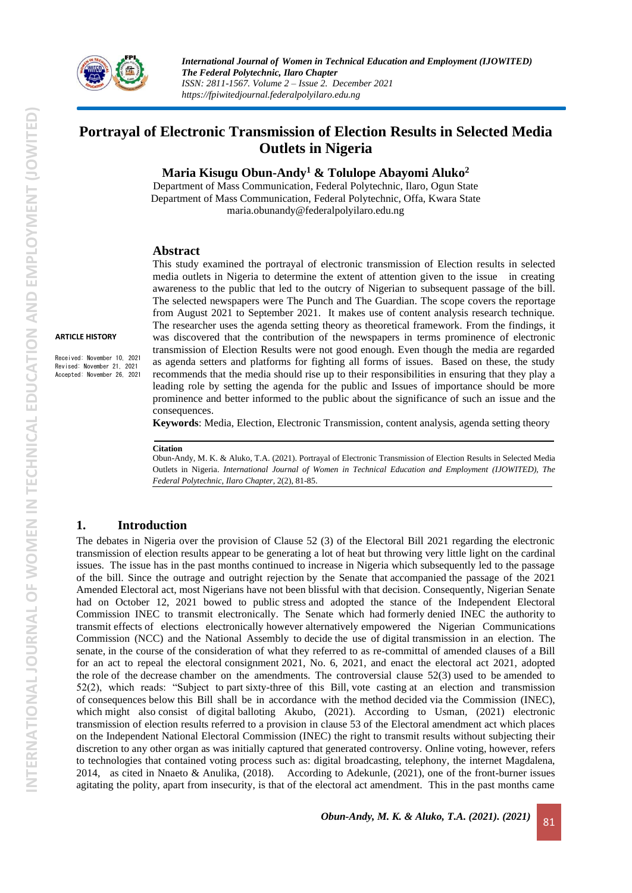# Portrayal of Electronic Transmission of Election Results in Selected Media Outlets in Nigeria

**Maria Kisugu Obun-Andy[1] & Tolulope Abayomi Aluko[2]**

Department of Mass Communication, Federal Polytechnic, Ilaro, Ogun State
Department of Mass Communication, Federal Polytechnic, Offa, Kwara State
maria.obunandy@federalpolyilaro.edu.ng

**ARTICLE HISTORY**

Received: November 10, 2021
Revised: November 21, 2021
Accepted: November 26, 2021

## Abstract

This study examined the portrayal of electronic transmission of Election results in selected media outlets in Nigeria to determine the extent of attention given to the issue in creating awareness to the public that led to the outcry of Nigerian to subsequent passage of the bill. The selected newspapers were The Punch and The Guardian. The scope covers the reportage from August 2021 to September 2021. It makes use of content analysis research technique. The researcher uses the agenda setting theory as theoretical framework. From the findings, it was discovered that the contribution of the newspapers in terms prominence of electronic transmission of Election Results were not good enough. Even though the media are regarded as agenda setters and platforms for fighting all forms of issues. Based on these, the study recommends that the media should rise up to their responsibilities in ensuring that they play a leading role by setting the agenda for the public and Issues of importance should be more prominence and better informed to the public about the significance of such an issue and the consequences.

**Keywords**: Media, Election, Electronic Transmission, content analysis, agenda setting theory

**Citation**

Obun-Andy, M. K. & Aluko, T.A. (2021). Portrayal of Electronic Transmission of Election Results in Selected Media Outlets in Nigeria. *International Journal of Women in Technical Education and Employment (IJOWITED), The Federal Polytechnic, Ilaro Chapter*, 2(2), 81-85.

## 1. Introduction

The debates in Nigeria over the provision of Clause 52 (3) of the Electoral Bill 2021 regarding the electronic transmission of election results appear to be generating a lot of heat but throwing very little light on the cardinal issues. The issue has in the past months continued to increase in Nigeria which subsequently led to the passage of the bill. Since the outrage and outright rejection by the Senate that accompanied the passage of the 2021 Amended Electoral act, most Nigerians have not been blissful with that decision. Consequently, Nigerian Senate had on October 12, 2021 bowed to public stress and adopted the stance of the Independent Electoral Commission INEC to transmit electronically. The Senate which had formerly denied INEC the authority to transmit effects of elections electronically however alternatively empowered the Nigerian Communications Commission (NCC) and the National Assembly to decide the use of digital transmission in an election. The senate, in the course of the consideration of what they referred to as re-committal of amended clauses of a Bill for an act to repeal the electoral consignment 2021, No. 6, 2021, and enact the electoral act 2021, adopted the role of the decrease chamber on the amendments. The controversial clause 52(3) used to be amended to 52(2), which reads: "Subject to part sixty-three of this Bill, vote casting at an election and transmission of consequences below this Bill shall be in accordance with the method decided via the Commission (INEC), which might also consist of digital balloting Akubo, (2021). According to Usman, (2021) electronic transmission of election results referred to a provision in clause 53 of the Electoral amendment act which places on the Independent National Electoral Commission (INEC) the right to transmit results without subjecting their discretion to any other organ as was initially captured that generated controversy. Online voting, however, refers to technologies that contained voting process such as: digital broadcasting, telephony, the internet Magdalena, 2014, as cited in Nnaeto & Anulika, (2018). According to Adekunle, (2021), one of the front-burner issues agitating the polity, apart from insecurity, is that of the electoral act amendment. This in the past months came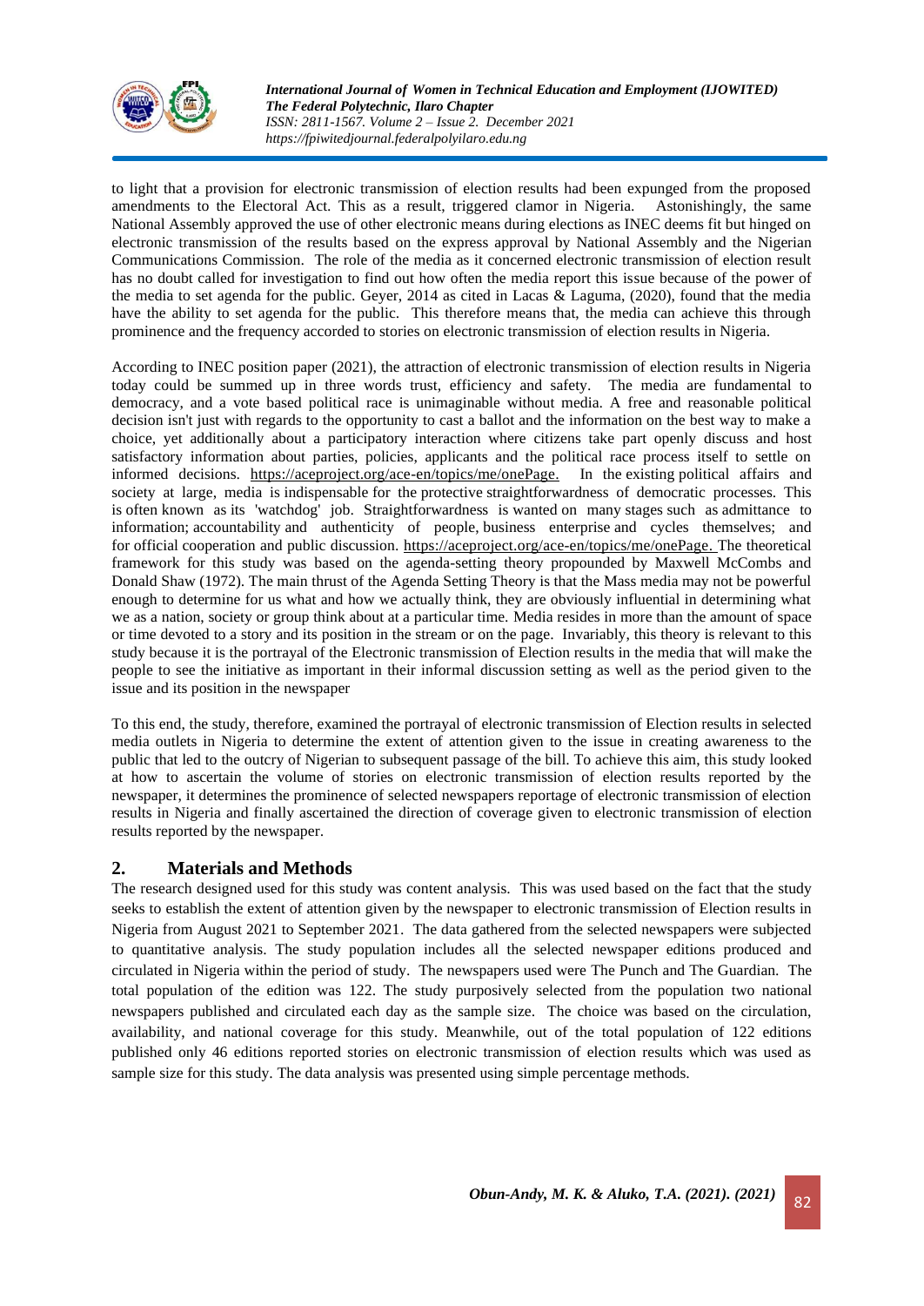to light that a provision for electronic transmission of election results had been expunged from the proposed amendments to the Electoral Act. This as a result, triggered clamor in Nigeria. Astonishingly, the same National Assembly approved the use of other electronic means during elections as INEC deems fit but hinged on electronic transmission of the results based on the express approval by National Assembly and the Nigerian Communications Commission. The role of the media as it concerned electronic transmission of election result has no doubt called for investigation to find out how often the media report this issue because of the power of the media to set agenda for the public. Geyer, 2014 as cited in Lacas & Laguma, (2020), found that the media have the ability to set agenda for the public. This therefore means that, the media can achieve this through prominence and the frequency accorded to stories on electronic transmission of election results in Nigeria.

According to INEC position paper (2021), the attraction of electronic transmission of election results in Nigeria today could be summed up in three words trust, efficiency and safety. The media are fundamental to democracy, and a vote based political race is unimaginable without media. A free and reasonable political decision isn't just with regards to the opportunity to cast a ballot and the information on the best way to make a choice, yet additionally about a participatory interaction where citizens take part openly discuss and host satisfactory information about parties, policies, applicants and the political race process itself to settle on informed decisions. https://aceproject.org/ace-en/topics/me/onePage. In the existing political affairs and society at large, media is indispensable for the protective straightforwardness of democratic processes. This is often known as its 'watchdog' job. Straightforwardness is wanted on many stages such as admittance to information; accountability and authenticity of people, business enterprise and cycles themselves; and for official cooperation and public discussion. https://aceproject.org/ace-en/topics/me/onePage. The theoretical framework for this study was based on the agenda-setting theory propounded by Maxwell McCombs and Donald Shaw (1972). The main thrust of the Agenda Setting Theory is that the Mass media may not be powerful enough to determine for us what and how we actually think, they are obviously influential in determining what we as a nation, society or group think about at a particular time. Media resides in more than the amount of space or time devoted to a story and its position in the stream or on the page. Invariably, this theory is relevant to this study because it is the portrayal of the Electronic transmission of Election results in the media that will make the people to see the initiative as important in their informal discussion setting as well as the period given to the issue and its position in the newspaper

To this end, the study, therefore, examined the portrayal of electronic transmission of Election results in selected media outlets in Nigeria to determine the extent of attention given to the issue in creating awareness to the public that led to the outcry of Nigerian to subsequent passage of the bill. To achieve this aim, this study looked at how to ascertain the volume of stories on electronic transmission of election results reported by the newspaper, it determines the prominence of selected newspapers reportage of electronic transmission of election results in Nigeria and finally ascertained the direction of coverage given to electronic transmission of election results reported by the newspaper.

## 2. Materials and Methods

The research designed used for this study was content analysis. This was used based on the fact that the study seeks to establish the extent of attention given by the newspaper to electronic transmission of Election results in Nigeria from August 2021 to September 2021. The data gathered from the selected newspapers were subjected to quantitative analysis. The study population includes all the selected newspaper editions produced and circulated in Nigeria within the period of study. The newspapers used were The Punch and The Guardian. The total population of the edition was 122. The study purposively selected from the population two national newspapers published and circulated each day as the sample size. The choice was based on the circulation, availability, and national coverage for this study. Meanwhile, out of the total population of 122 editions published only 46 editions reported stories on electronic transmission of election results which was used as sample size for this study. The data analysis was presented using simple percentage methods.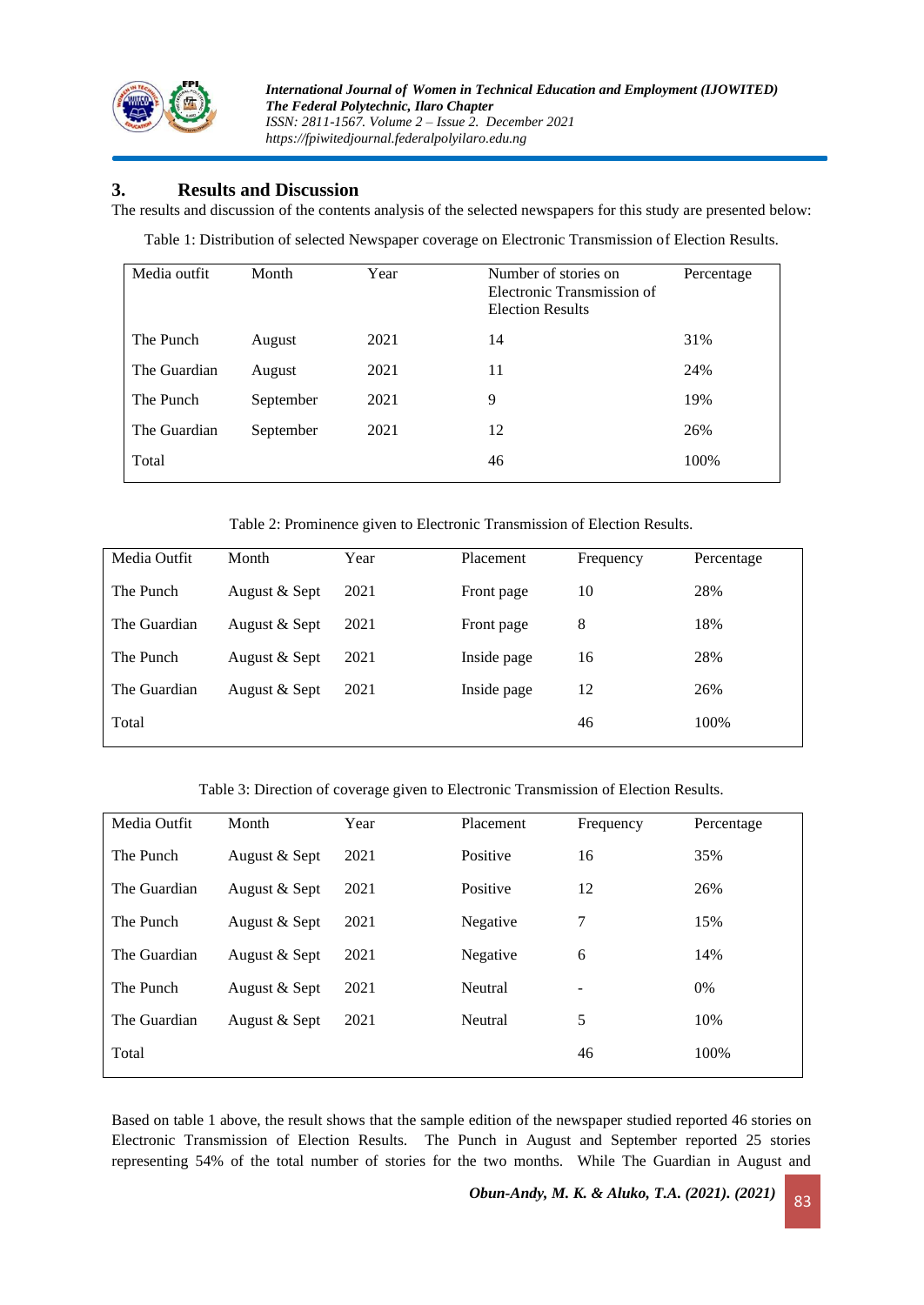## 3. Results and Discussion

The results and discussion of the contents analysis of the selected newspapers for this study are presented below:

Table 1: Distribution of selected Newspaper coverage on Electronic Transmission of Election Results.

| Media outfit | Month | Year | Number of stories on Electronic Transmission of Election Results | Percentage |
|---|---|---|---|---|
| The Punch | August | 2021 | 14 | 31% |
| The Guardian | August | 2021 | 11 | 24% |
| The Punch | September | 2021 | 9 | 19% |
| The Guardian | September | 2021 | 12 | 26% |
| Total | | | 46 | 100% |

Table 2: Prominence given to Electronic Transmission of Election Results.

| Media Outfit | Month | Year | Placement | Frequency | Percentage |
|---|---|---|---|---|---|
| The Punch | August & Sept | 2021 | Front page | 10 | 28% |
| The Guardian | August & Sept | 2021 | Front page | 8 | 18% |
| The Punch | August & Sept | 2021 | Inside page | 16 | 28% |
| The Guardian | August & Sept | 2021 | Inside page | 12 | 26% |
| Total | | | | 46 | 100% |

Table 3: Direction of coverage given to Electronic Transmission of Election Results.

| Media Outfit | Month | Year | Placement | Frequency | Percentage |
|---|---|---|---|---|---|
| The Punch | August & Sept | 2021 | Positive | 16 | 35% |
| The Guardian | August & Sept | 2021 | Positive | 12 | 26% |
| The Punch | August & Sept | 2021 | Negative | 7 | 15% |
| The Guardian | August & Sept | 2021 | Negative | 6 | 14% |
| The Punch | August & Sept | 2021 | Neutral | - | 0% |
| The Guardian | August & Sept | 2021 | Neutral | 5 | 10% |
| Total | | | | 46 | 100% |

Based on table 1 above, the result shows that the sample edition of the newspaper studied reported 46 stories on Electronic Transmission of Election Results. The Punch in August and September reported 25 stories representing 54% of the total number of stories for the two months. While The Guardian in August and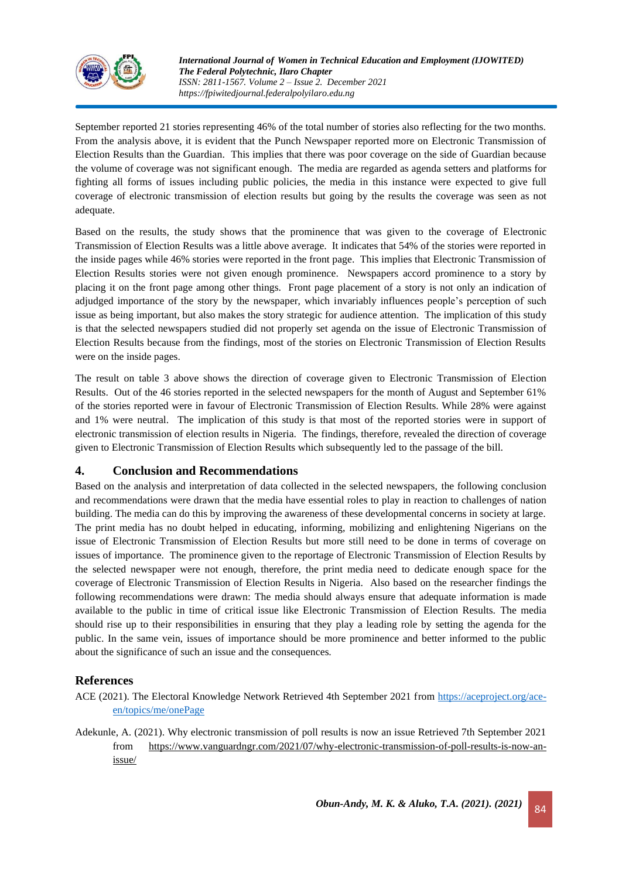September reported 21 stories representing 46% of the total number of stories also reflecting for the two months. From the analysis above, it is evident that the Punch Newspaper reported more on Electronic Transmission of Election Results than the Guardian. This implies that there was poor coverage on the side of Guardian because the volume of coverage was not significant enough. The media are regarded as agenda setters and platforms for fighting all forms of issues including public policies, the media in this instance were expected to give full coverage of electronic transmission of election results but going by the results the coverage was seen as not adequate.

Based on the results, the study shows that the prominence that was given to the coverage of Electronic Transmission of Election Results was a little above average. It indicates that 54% of the stories were reported in the inside pages while 46% stories were reported in the front page. This implies that Electronic Transmission of Election Results stories were not given enough prominence. Newspapers accord prominence to a story by placing it on the front page among other things. Front page placement of a story is not only an indication of adjudged importance of the story by the newspaper, which invariably influences people's perception of such issue as being important, but also makes the story strategic for audience attention. The implication of this study is that the selected newspapers studied did not properly set agenda on the issue of Electronic Transmission of Election Results because from the findings, most of the stories on Electronic Transmission of Election Results were on the inside pages.

The result on table 3 above shows the direction of coverage given to Electronic Transmission of Election Results. Out of the 46 stories reported in the selected newspapers for the month of August and September 61% of the stories reported were in favour of Electronic Transmission of Election Results. While 28% were against and 1% were neutral. The implication of this study is that most of the reported stories were in support of electronic transmission of election results in Nigeria. The findings, therefore, revealed the direction of coverage given to Electronic Transmission of Election Results which subsequently led to the passage of the bill.

## 4. Conclusion and Recommendations

Based on the analysis and interpretation of data collected in the selected newspapers, the following conclusion and recommendations were drawn that the media have essential roles to play in reaction to challenges of nation building. The media can do this by improving the awareness of these developmental concerns in society at large. The print media has no doubt helped in educating, informing, mobilizing and enlightening Nigerians on the issue of Electronic Transmission of Election Results but more still need to be done in terms of coverage on issues of importance. The prominence given to the reportage of Electronic Transmission of Election Results by the selected newspaper were not enough, therefore, the print media need to dedicate enough space for the coverage of Electronic Transmission of Election Results in Nigeria. Also based on the researcher findings the following recommendations were drawn: The media should always ensure that adequate information is made available to the public in time of critical issue like Electronic Transmission of Election Results. The media should rise up to their responsibilities in ensuring that they play a leading role by setting the agenda for the public. In the same vein, issues of importance should be more prominence and better informed to the public about the significance of such an issue and the consequences.

## References

ACE (2021). The Electoral Knowledge Network Retrieved 4th September 2021 from https://aceproject.org/ace-en/topics/me/onePage

Adekunle, A. (2021). Why electronic transmission of poll results is now an issue Retrieved 7th September 2021 from https://www.vanguardngr.com/2021/07/why-electronic-transmission-of-poll-results-is-now-an-issue/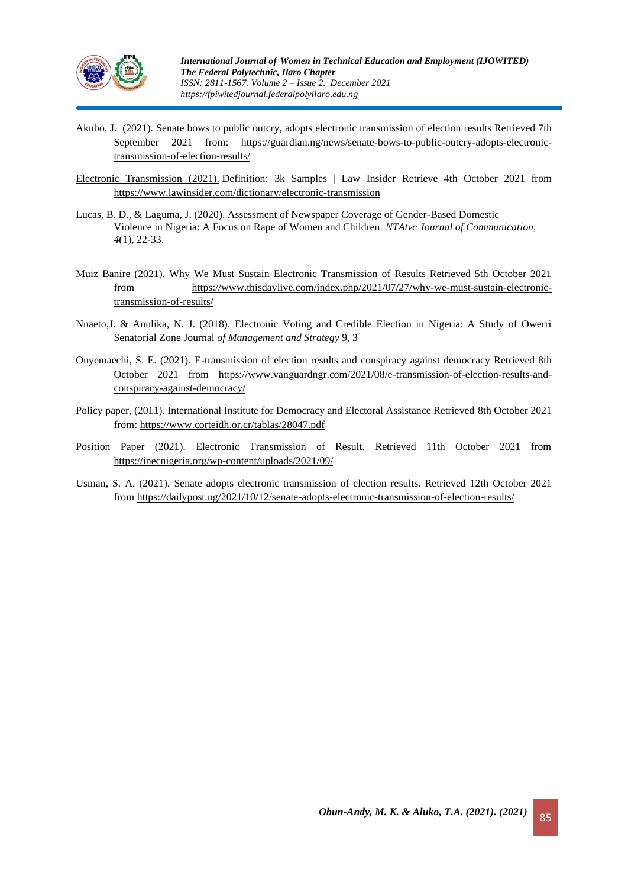Akubo, J. (2021). Senate bows to public outcry, adopts electronic transmission of election results Retrieved 7th September 2021 from: https://guardian.ng/news/senate-bows-to-public-outcry-adopts-electronic-transmission-of-election-results/

Electronic Transmission (2021). Definition: 3k Samples | Law Insider Retrieve 4th October 2021 from https://www.lawinsider.com/dictionary/electronic-transmission

Lucas, B. D., & Laguma, J. (2020). Assessment of Newspaper Coverage of Gender-Based Domestic Violence in Nigeria: A Focus on Rape of Women and Children. *NTAtvc Journal of Communication*, *4*(1), 22-33.

Muiz Banire (2021). Why We Must Sustain Electronic Transmission of Results Retrieved 5th October 2021 from https://www.thisdaylive.com/index.php/2021/07/27/why-we-must-sustain-electronic-transmission-of-results/

Nnaeto,J. & Anulika, N. J. (2018). Electronic Voting and Credible Election in Nigeria: A Study of Owerri Senatorial Zone Journal *of Management and Strategy* 9, 3

Onyemaechi, S. E. (2021). E-transmission of election results and conspiracy against democracy Retrieved 8th October 2021 from https://www.vanguardngr.com/2021/08/e-transmission-of-election-results-and-conspiracy-against-democracy/

Policy paper, (2011). International Institute for Democracy and Electoral Assistance Retrieved 8th October 2021 from: https://www.corteidh.or.cr/tablas/28047.pdf

Position Paper (2021). Electronic Transmission of Result. Retrieved 11th October 2021 from https://inecnigeria.org/wp-content/uploads/2021/09/

Usman, S. A. (2021). Senate adopts electronic transmission of election results. Retrieved 12th October 2021 from https://dailypost.ng/2021/10/12/senate-adopts-electronic-transmission-of-election-results/